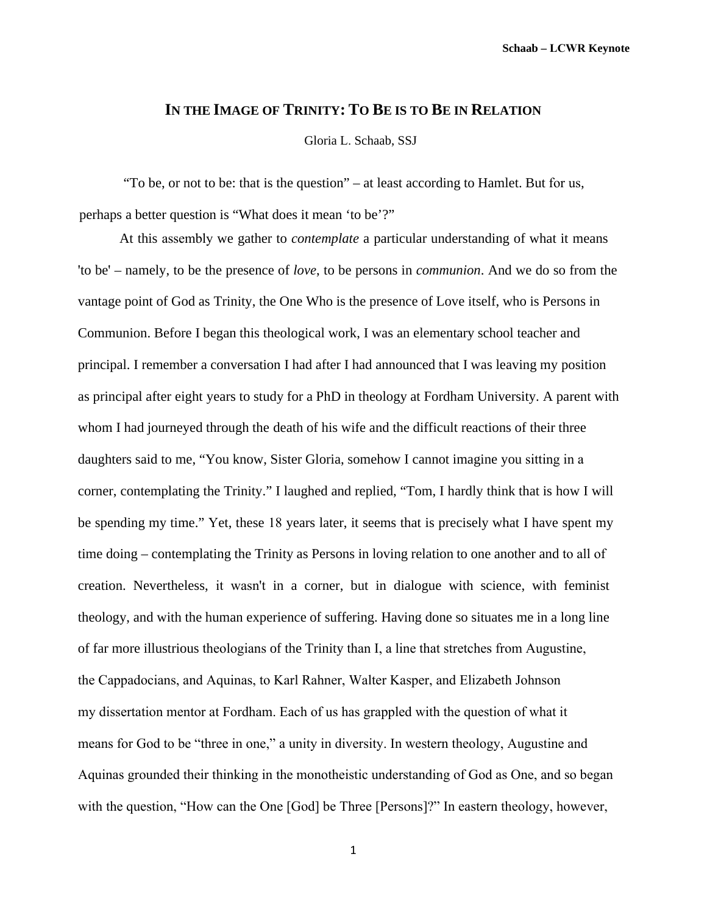# In the Image of Trinity: To Be is to Be in Relation

Gloria L. Schaab, SSJ

"To be, or not to be: that is the question" – at least according to Hamlet. But for us, perhaps a better question is "What does it mean 'to be'?"

At this assembly we gather to *contemplate* a particular understanding of what it means 'to be' – namely, to be the presence of *love*, to be persons in *communion*. And we do so from the vantage point of God as Trinity, the One Who is the presence of Love itself, who is Persons in Communion. Before I began this theological work, I was an elementary school teacher and principal. I remember a conversation I had after I had announced that I was leaving my position as principal after eight years to study for a PhD in theology at Fordham University. A parent with whom I had journeyed through the death of his wife and the difficult reactions of their three daughters said to me, "You know, Sister Gloria, somehow I cannot imagine you sitting in a corner, contemplating the Trinity." I laughed and replied, "Tom, I hardly think that is how I will be spending my time." Yet, these 18 years later, it seems that is precisely what I have spent my time doing – contemplating the Trinity as Persons in loving relation to one another and to all of creation. Nevertheless, it wasn't in a corner, but in dialogue with science, with feminist theology, and with the human experience of suffering. Having done so situates me in a long line of far more illustrious theologians of the Trinity than I, a line that stretches from Augustine, the Cappadocians, and Aquinas, to Karl Rahner, Walter Kasper, and Elizabeth Johnson my dissertation mentor at Fordham. Each of us has grappled with the question of what it means for God to be "three in one," a unity in diversity. In western theology, Augustine and Aquinas grounded their thinking in the monotheistic understanding of God as One, and so began with the question, "How can the One [God] be Three [Persons]?" In eastern theology, however,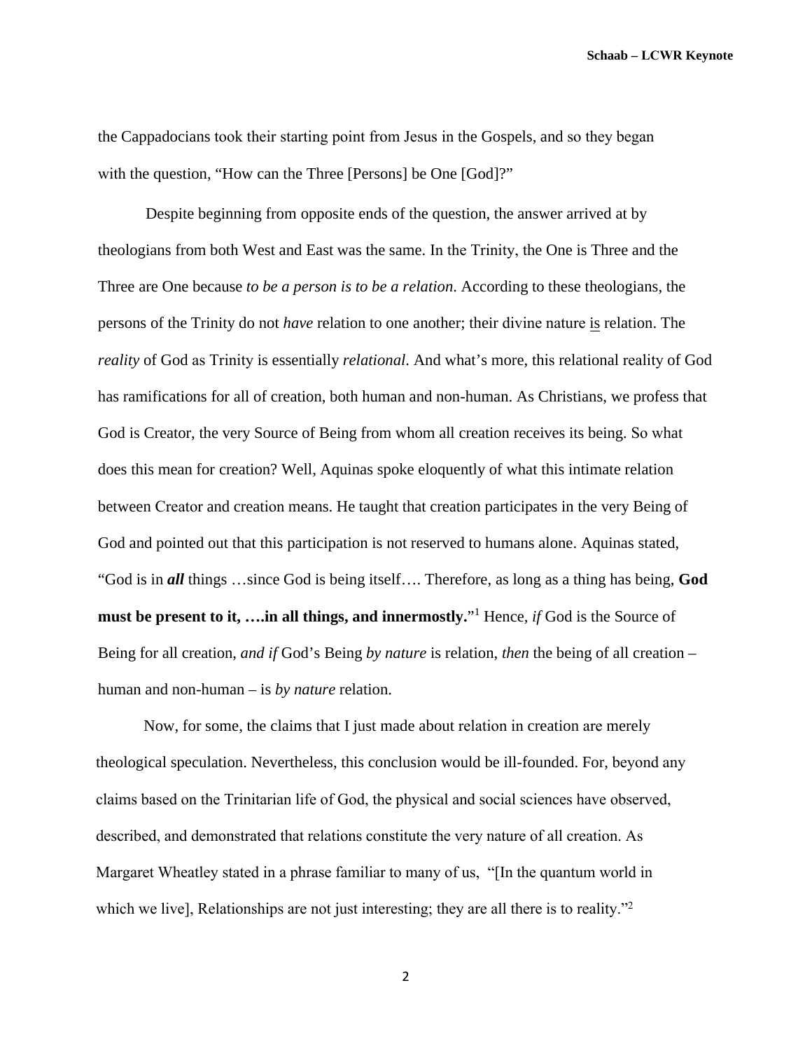the Cappadocians took their starting point from Jesus in the Gospels, and so they began with the question, "How can the Three [Persons] be One [God]?"

Despite beginning from opposite ends of the question, the answer arrived at by theologians from both West and East was the same. In the Trinity, the One is Three and the Three are One because *to be a person is to be a relation*. According to these theologians, the persons of the Trinity do not *have* relation to one another; their divine nature is relation. The *reality* of God as Trinity is essentially *relational*. And what's more, this relational reality of God has ramifications for all of creation, both human and non-human. As Christians, we profess that God is Creator, the very Source of Being from whom all creation receives its being. So what does this mean for creation? Well, Aquinas spoke eloquently of what this intimate relation between Creator and creation means. He taught that creation participates in the very Being of God and pointed out that this participation is not reserved to humans alone. Aquinas stated, "God is in ***all*** things …since God is being itself…. Therefore, as long as a thing has being, **God must be present to it, ….in all things, and innermostly.**"[1] Hence, *if* God is the Source of Being for all creation, *and if* God's Being *by nature* is relation, *then* the being of all creation – human and non-human – is *by nature* relation.

Now, for some, the claims that I just made about relation in creation are merely theological speculation. Nevertheless, this conclusion would be ill-founded. For, beyond any claims based on the Trinitarian life of God, the physical and social sciences have observed, described, and demonstrated that relations constitute the very nature of all creation. As Margaret Wheatley stated in a phrase familiar to many of us, "[In the quantum world in which we live], Relationships are not just interesting; they are all there is to reality."[2]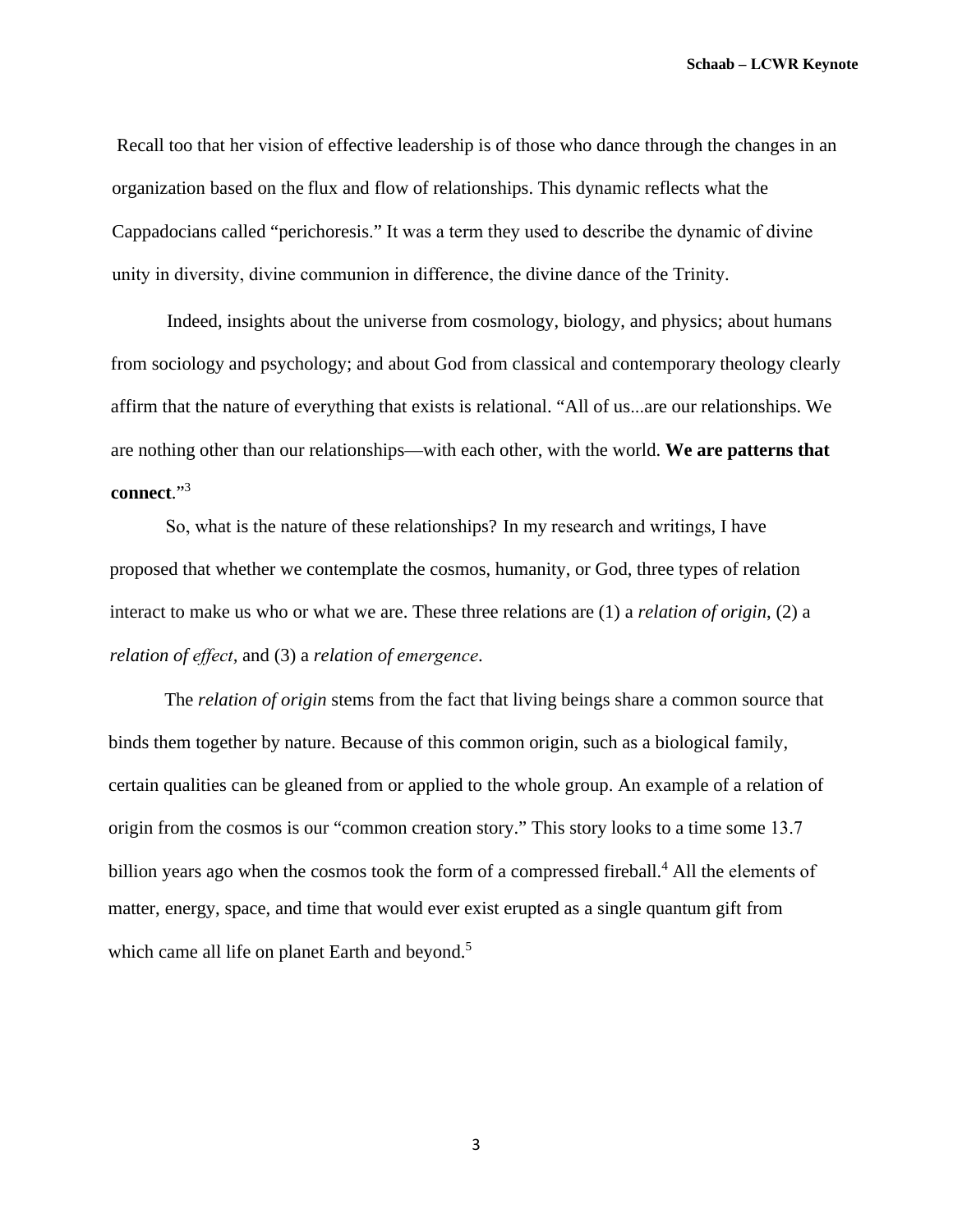Recall too that her vision of effective leadership is of those who dance through the changes in an organization based on the flux and flow of relationships. This dynamic reflects what the Cappadocians called "perichoresis." It was a term they used to describe the dynamic of divine unity in diversity, divine communion in difference, the divine dance of the Trinity.

Indeed, insights about the universe from cosmology, biology, and physics; about humans from sociology and psychology; and about God from classical and contemporary theology clearly affirm that the nature of everything that exists is relational. "All of us...are our relationships. We are nothing other than our relationships—with each other, with the world. **We are patterns that connect**."[3]

So, what is the nature of these relationships? In my research and writings, I have proposed that whether we contemplate the cosmos, humanity, or God, three types of relation interact to make us who or what we are. These three relations are (1) a *relation of origin*, (2) a *relation of effect*, and (3) a *relation of emergence*.

The *relation of origin* stems from the fact that living beings share a common source that binds them together by nature. Because of this common origin, such as a biological family, certain qualities can be gleaned from or applied to the whole group. An example of a relation of origin from the cosmos is our "common creation story." This story looks to a time some 13.7 billion years ago when the cosmos took the form of a compressed fireball.[4] All the elements of matter, energy, space, and time that would ever exist erupted as a single quantum gift from which came all life on planet Earth and beyond.[5]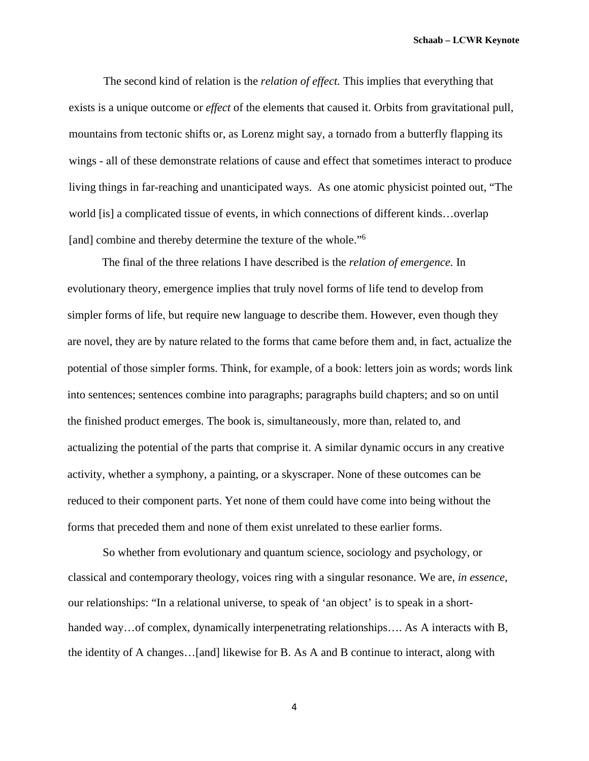The second kind of relation is the *relation of effect.* This implies that everything that exists is a unique outcome or *effect* of the elements that caused it. Orbits from gravitational pull, mountains from tectonic shifts or, as Lorenz might say, a tornado from a butterfly flapping its wings - all of these demonstrate relations of cause and effect that sometimes interact to produce living things in far-reaching and unanticipated ways. As one atomic physicist pointed out, "The world [is] a complicated tissue of events, in which connections of different kinds…overlap [and] combine and thereby determine the texture of the whole."[6]

The final of the three relations I have described is the *relation of emergence.* In evolutionary theory, emergence implies that truly novel forms of life tend to develop from simpler forms of life, but require new language to describe them. However, even though they are novel, they are by nature related to the forms that came before them and, in fact, actualize the potential of those simpler forms. Think, for example, of a book: letters join as words; words link into sentences; sentences combine into paragraphs; paragraphs build chapters; and so on until the finished product emerges. The book is, simultaneously, more than, related to, and actualizing the potential of the parts that comprise it. A similar dynamic occurs in any creative activity, whether a symphony, a painting, or a skyscraper. None of these outcomes can be reduced to their component parts. Yet none of them could have come into being without the forms that preceded them and none of them exist unrelated to these earlier forms.

So whether from evolutionary and quantum science, sociology and psychology, or classical and contemporary theology, voices ring with a singular resonance. We are, *in essence*, our relationships: "In a relational universe, to speak of 'an object' is to speak in a short-handed way…of complex, dynamically interpenetrating relationships…. As A interacts with B, the identity of A changes…[and] likewise for B. As A and B continue to interact, along with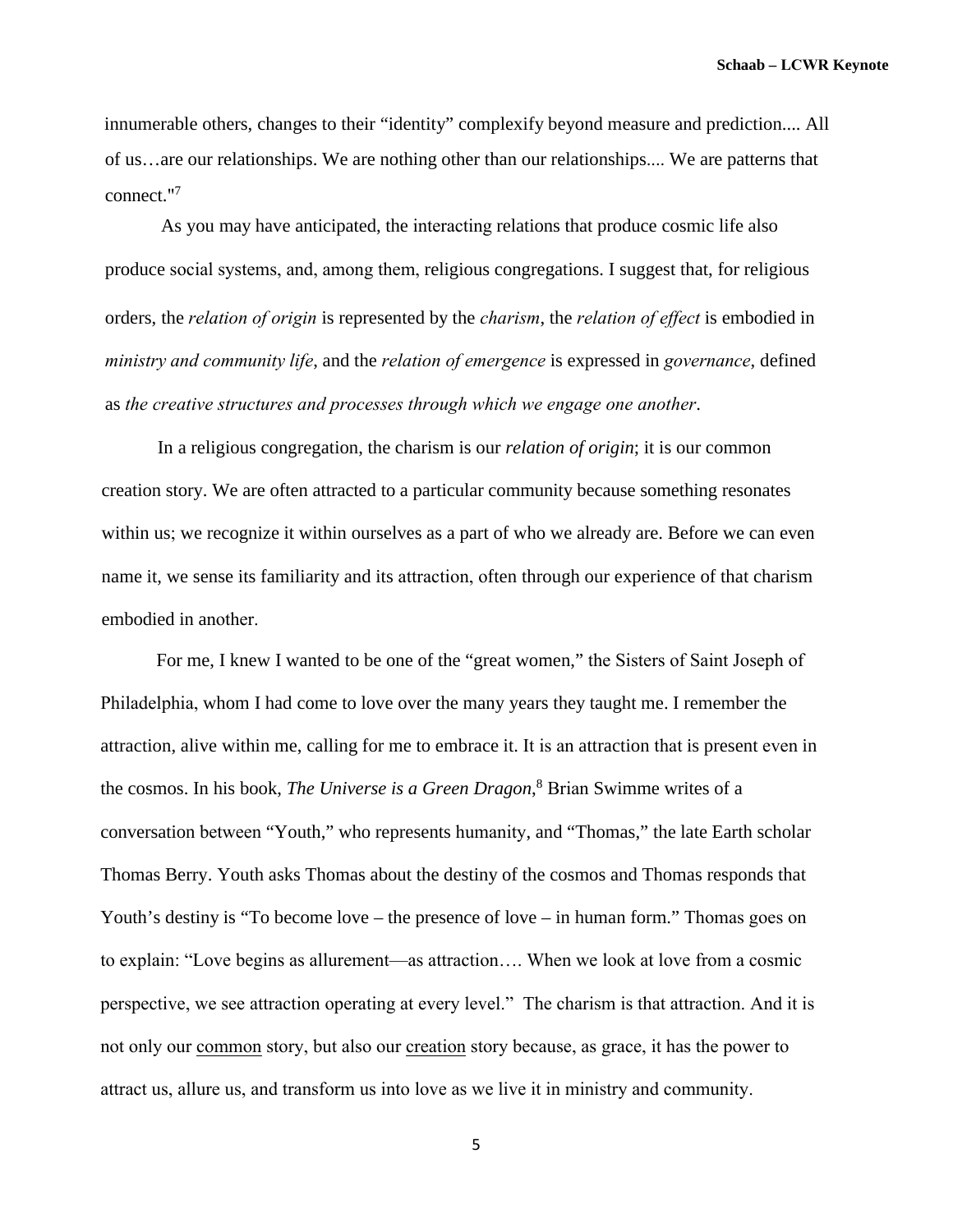innumerable others, changes to their “identity” complexify beyond measure and prediction.... All of us…are our relationships. We are nothing other than our relationships.... We are patterns that connect."[7]

As you may have anticipated, the interacting relations that produce cosmic life also produce social systems, and, among them, religious congregations. I suggest that, for religious orders, the *relation of origin* is represented by the *charism*, the *relation of effect* is embodied in *ministry and community life*, and the *relation of emergence* is expressed in *governance*, defined as *the creative structures and processes through which we engage one another*.

In a religious congregation, the charism is our *relation of origin*; it is our common creation story. We are often attracted to a particular community because something resonates within us; we recognize it within ourselves as a part of who we already are. Before we can even name it, we sense its familiarity and its attraction, often through our experience of that charism embodied in another.

For me, I knew I wanted to be one of the “great women,” the Sisters of Saint Joseph of Philadelphia, whom I had come to love over the many years they taught me. I remember the attraction, alive within me, calling for me to embrace it. It is an attraction that is present even in the cosmos. In his book, *The Universe is a Green Dragon*,[8] Brian Swimme writes of a conversation between “Youth,” who represents humanity, and “Thomas,” the late Earth scholar Thomas Berry. Youth asks Thomas about the destiny of the cosmos and Thomas responds that Youth’s destiny is “To become love – the presence of love – in human form.” Thomas goes on to explain: “Love begins as allurement—as attraction…. When we look at love from a cosmic perspective, we see attraction operating at every level.” The charism is that attraction. And it is not only our <u>common</u> story, but also our <u>creation</u> story because, as grace, it has the power to attract us, allure us, and transform us into love as we live it in ministry and community.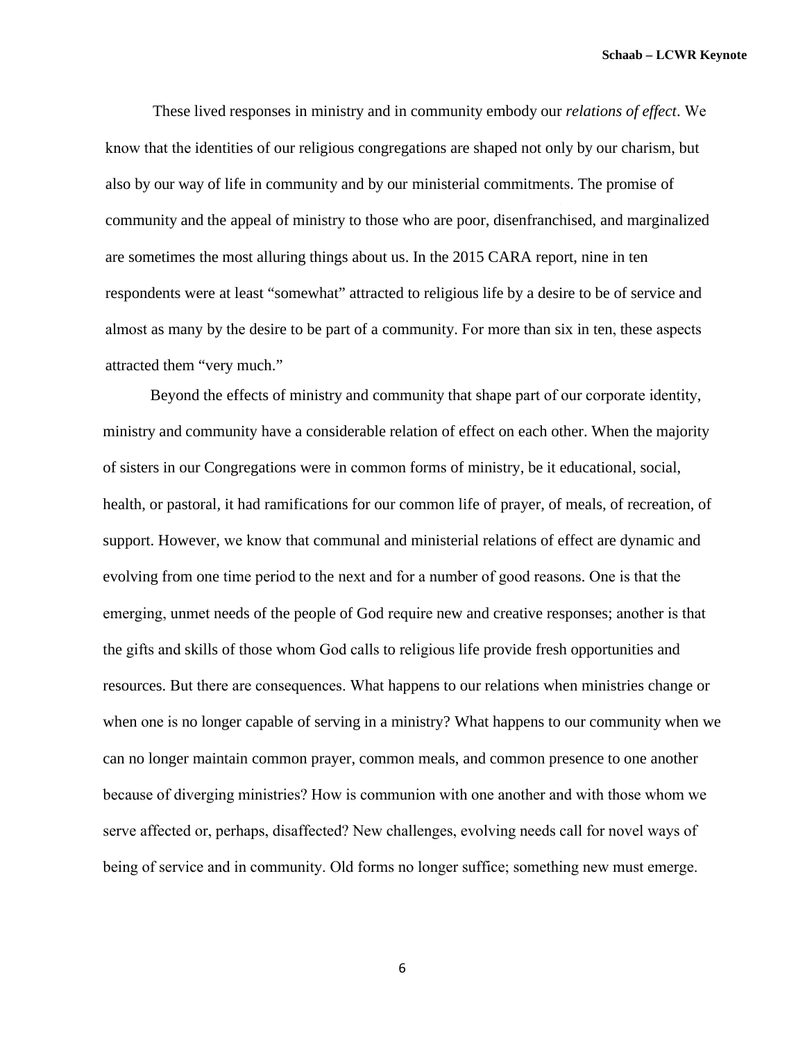These lived responses in ministry and in community embody our *relations of effect*. We know that the identities of our religious congregations are shaped not only by our charism, but also by our way of life in community and by our ministerial commitments. The promise of community and the appeal of ministry to those who are poor, disenfranchised, and marginalized are sometimes the most alluring things about us. In the 2015 CARA report, nine in ten respondents were at least "somewhat" attracted to religious life by a desire to be of service and almost as many by the desire to be part of a community. For more than six in ten, these aspects attracted them "very much."

Beyond the effects of ministry and community that shape part of our corporate identity, ministry and community have a considerable relation of effect on each other. When the majority of sisters in our Congregations were in common forms of ministry, be it educational, social, health, or pastoral, it had ramifications for our common life of prayer, of meals, of recreation, of support. However, we know that communal and ministerial relations of effect are dynamic and evolving from one time period to the next and for a number of good reasons. One is that the emerging, unmet needs of the people of God require new and creative responses; another is that the gifts and skills of those whom God calls to religious life provide fresh opportunities and resources. But there are consequences. What happens to our relations when ministries change or when one is no longer capable of serving in a ministry? What happens to our community when we can no longer maintain common prayer, common meals, and common presence to one another because of diverging ministries? How is communion with one another and with those whom we serve affected or, perhaps, disaffected? New challenges, evolving needs call for novel ways of being of service and in community. Old forms no longer suffice; something new must emerge.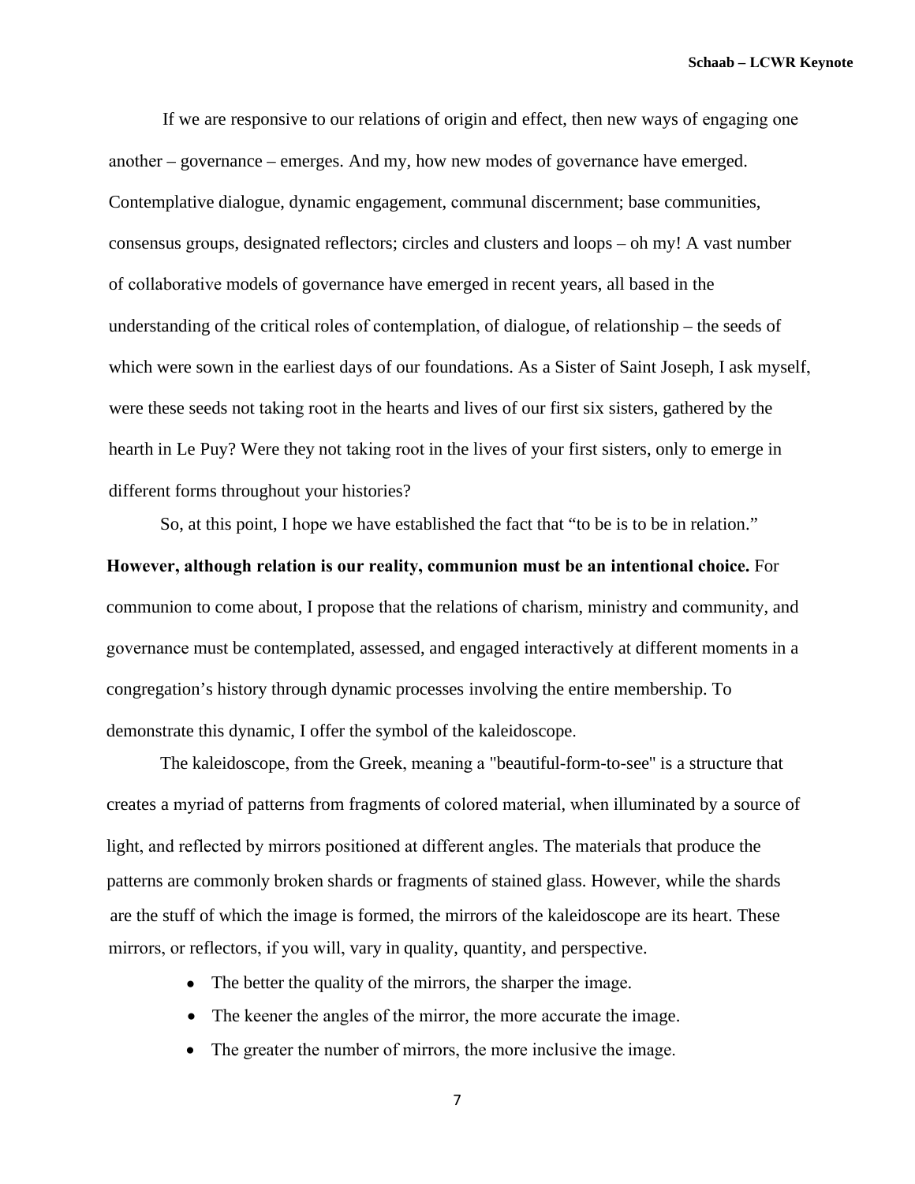If we are responsive to our relations of origin and effect, then new ways of engaging one another – governance – emerges. And my, how new modes of governance have emerged. Contemplative dialogue, dynamic engagement, communal discernment; base communities, consensus groups, designated reflectors; circles and clusters and loops – oh my! A vast number of collaborative models of governance have emerged in recent years, all based in the understanding of the critical roles of contemplation, of dialogue, of relationship – the seeds of which were sown in the earliest days of our foundations. As a Sister of Saint Joseph, I ask myself, were these seeds not taking root in the hearts and lives of our first six sisters, gathered by the hearth in Le Puy? Were they not taking root in the lives of your first sisters, only to emerge in different forms throughout your histories?

So, at this point, I hope we have established the fact that "to be is to be in relation." **However, although relation is our reality, communion must be an intentional choice.** For communion to come about, I propose that the relations of charism, ministry and community, and governance must be contemplated, assessed, and engaged interactively at different moments in a congregation's history through dynamic processes involving the entire membership. To demonstrate this dynamic, I offer the symbol of the kaleidoscope.

The kaleidoscope, from the Greek, meaning a "beautiful-form-to-see" is a structure that creates a myriad of patterns from fragments of colored material, when illuminated by a source of light, and reflected by mirrors positioned at different angles. The materials that produce the patterns are commonly broken shards or fragments of stained glass. However, while the shards are the stuff of which the image is formed, the mirrors of the kaleidoscope are its heart. These mirrors, or reflectors, if you will, vary in quality, quantity, and perspective.

- The better the quality of the mirrors, the sharper the image.
- The keener the angles of the mirror, the more accurate the image.
- The greater the number of mirrors, the more inclusive the image.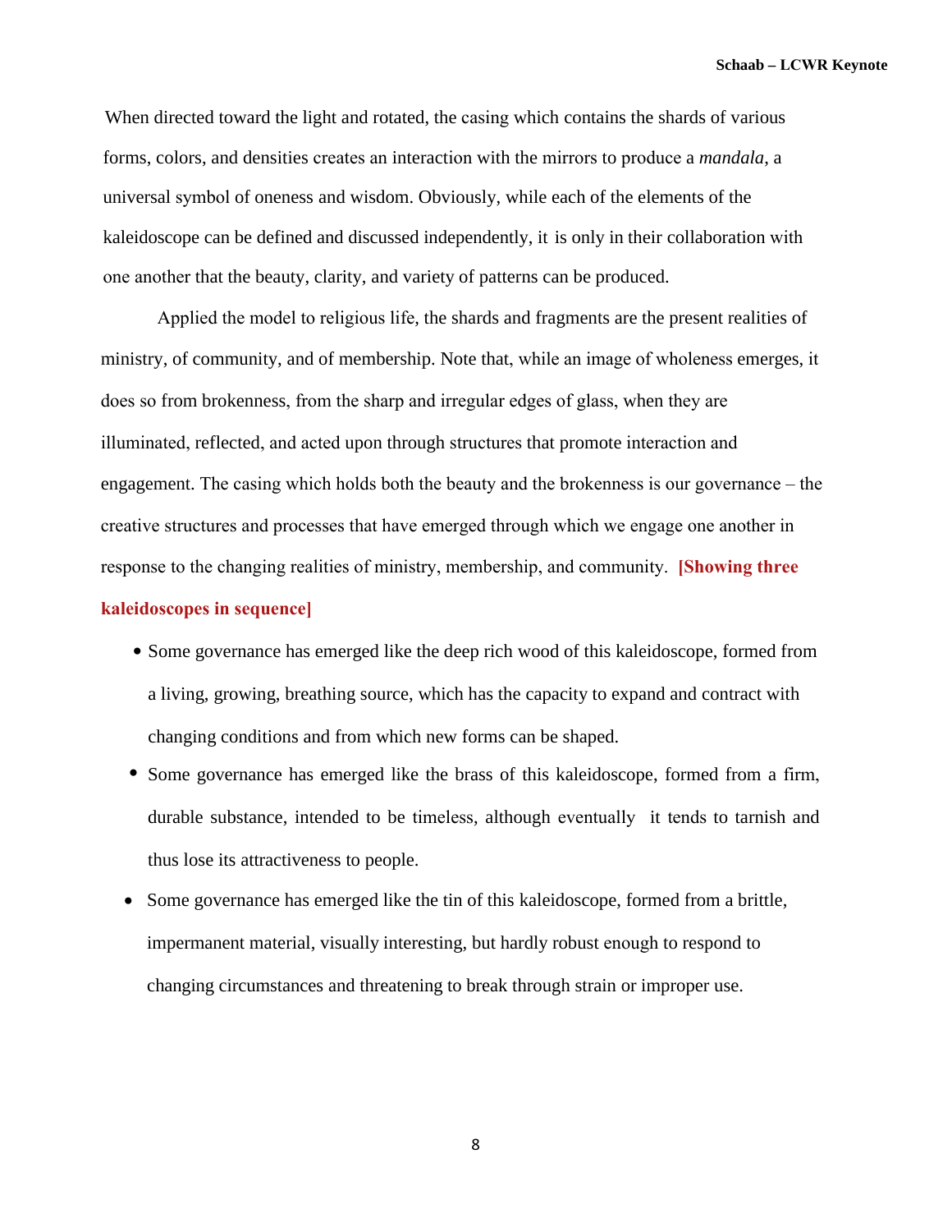When directed toward the light and rotated, the casing which contains the shards of various forms, colors, and densities creates an interaction with the mirrors to produce a *mandala*, a universal symbol of oneness and wisdom. Obviously, while each of the elements of the kaleidoscope can be defined and discussed independently, it is only in their collaboration with one another that the beauty, clarity, and variety of patterns can be produced.

Applied the model to religious life, the shards and fragments are the present realities of ministry, of community, and of membership. Note that, while an image of wholeness emerges, it does so from brokenness, from the sharp and irregular edges of glass, when they are illuminated, reflected, and acted upon through structures that promote interaction and engagement. The casing which holds both the beauty and the brokenness is our governance – the creative structures and processes that have emerged through which we engage one another in response to the changing realities of ministry, membership, and community. **[Showing three kaleidoscopes in sequence]**

- Some governance has emerged like the deep rich wood of this kaleidoscope, formed from a living, growing, breathing source, which has the capacity to expand and contract with changing conditions and from which new forms can be shaped.
- Some governance has emerged like the brass of this kaleidoscope, formed from a firm, durable substance, intended to be timeless, although eventually it tends to tarnish and thus lose its attractiveness to people.
- Some governance has emerged like the tin of this kaleidoscope, formed from a brittle, impermanent material, visually interesting, but hardly robust enough to respond to changing circumstances and threatening to break through strain or improper use.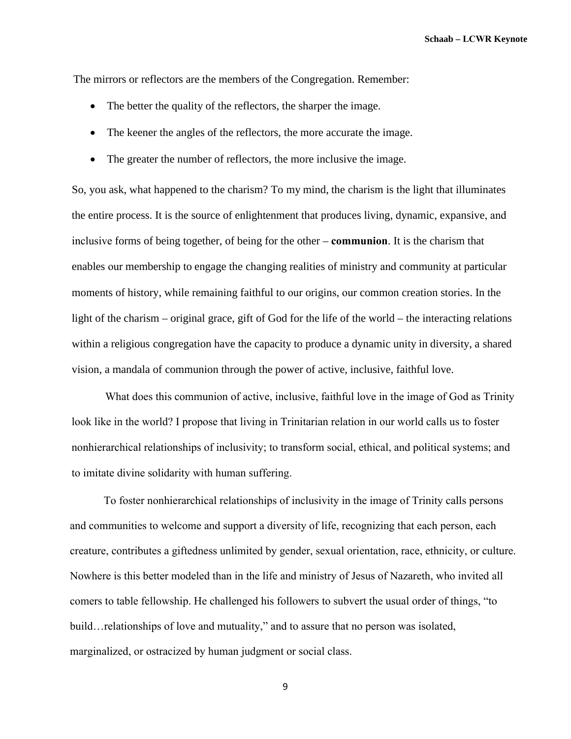The mirrors or reflectors are the members of the Congregation. Remember:

- The better the quality of the reflectors, the sharper the image.
- The keener the angles of the reflectors, the more accurate the image.
- The greater the number of reflectors, the more inclusive the image.

So, you ask, what happened to the charism? To my mind, the charism is the light that illuminates the entire process. It is the source of enlightenment that produces living, dynamic, expansive, and inclusive forms of being together, of being for the other – **communion**. It is the charism that enables our membership to engage the changing realities of ministry and community at particular moments of history, while remaining faithful to our origins, our common creation stories. In the light of the charism – original grace, gift of God for the life of the world – the interacting relations within a religious congregation have the capacity to produce a dynamic unity in diversity, a shared vision, a mandala of communion through the power of active, inclusive, faithful love.

What does this communion of active, inclusive, faithful love in the image of God as Trinity look like in the world? I propose that living in Trinitarian relation in our world calls us to foster nonhierarchical relationships of inclusivity; to transform social, ethical, and political systems; and to imitate divine solidarity with human suffering.

To foster nonhierarchical relationships of inclusivity in the image of Trinity calls persons and communities to welcome and support a diversity of life, recognizing that each person, each creature, contributes a giftedness unlimited by gender, sexual orientation, race, ethnicity, or culture. Nowhere is this better modeled than in the life and ministry of Jesus of Nazareth, who invited all comers to table fellowship. He challenged his followers to subvert the usual order of things, "to build…relationships of love and mutuality," and to assure that no person was isolated, marginalized, or ostracized by human judgment or social class.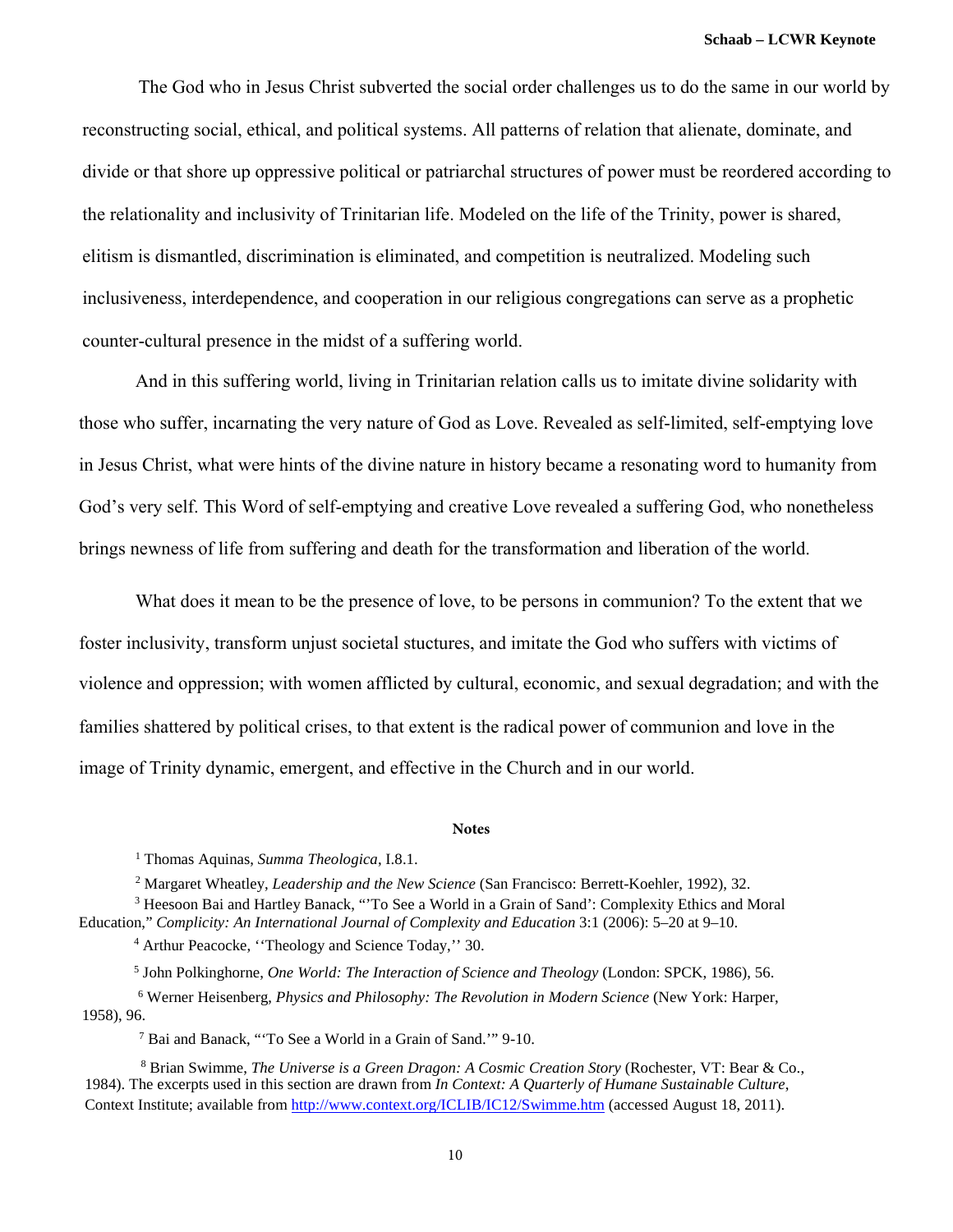The God who in Jesus Christ subverted the social order challenges us to do the same in our world by reconstructing social, ethical, and political systems. All patterns of relation that alienate, dominate, and divide or that shore up oppressive political or patriarchal structures of power must be reordered according to the relationality and inclusivity of Trinitarian life. Modeled on the life of the Trinity, power is shared, elitism is dismantled, discrimination is eliminated, and competition is neutralized. Modeling such inclusiveness, interdependence, and cooperation in our religious congregations can serve as a prophetic counter-cultural presence in the midst of a suffering world.

And in this suffering world, living in Trinitarian relation calls us to imitate divine solidarity with those who suffer, incarnating the very nature of God as Love. Revealed as self-limited, self-emptying love in Jesus Christ, what were hints of the divine nature in history became a resonating word to humanity from God's very self. This Word of self-emptying and creative Love revealed a suffering God, who nonetheless brings newness of life from suffering and death for the transformation and liberation of the world.

What does it mean to be the presence of love, to be persons in communion? To the extent that we foster inclusivity, transform unjust societal stuctures, and imitate the God who suffers with victims of violence and oppression; with women afflicted by cultural, economic, and sexual degradation; and with the families shattered by political crises, to that extent is the radical power of communion and love in the image of Trinity dynamic, emergent, and effective in the Church and in our world.

**Notes**

[1] Thomas Aquinas, *Summa Theologica*, I.8.1.

[2] Margaret Wheatley, *Leadership and the New Science* (San Francisco: Berrett-Koehler, 1992), 32.

[3] Heesoon Bai and Hartley Banack, "'To See a World in a Grain of Sand': Complexity Ethics and Moral Education," *Complicity: An International Journal of Complexity and Education* 3:1 (2006): 5–20 at 9–10.

[4] Arthur Peacocke, ''Theology and Science Today,'' 30.

[5] John Polkinghorne, *One World: The Interaction of Science and Theology* (London: SPCK, 1986), 56.

[6] Werner Heisenberg, *Physics and Philosophy: The Revolution in Modern Science* (New York: Harper, 1958), 96.

[7] Bai and Banack, "'To See a World in a Grain of Sand.'" 9-10.

[8] Brian Swimme, *The Universe is a Green Dragon: A Cosmic Creation Story* (Rochester, VT: Bear & Co., 1984). The excerpts used in this section are drawn from *In Context: A Quarterly of Humane Sustainable Culture*, Context Institute; available from http://www.context.org/ICLIB/IC12/Swimme.htm (accessed August 18, 2011).